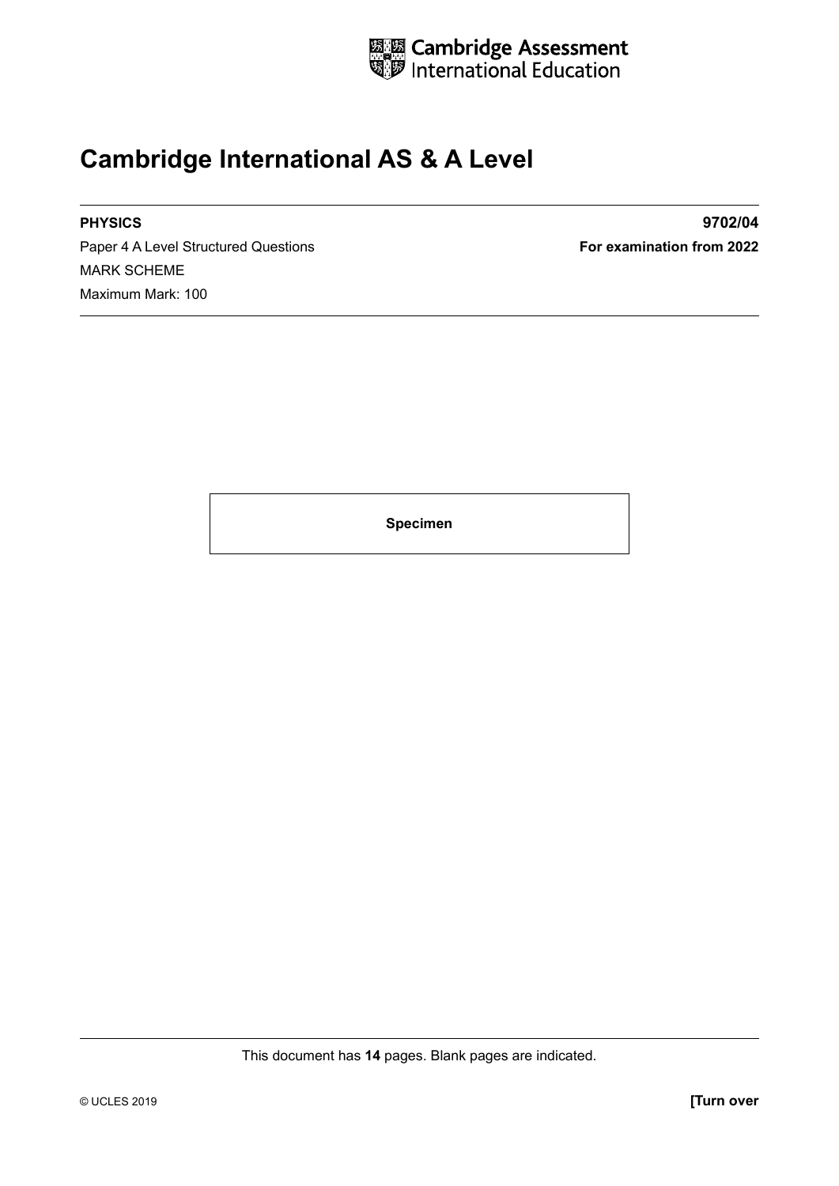Cambridge Assessment International Education

# Cambridge International AS & A Level

**PHYSICS** **9702/04**

Paper 4 A Level Structured Questions **For examination from 2022**

MARK SCHEME

Maximum Mark: 100

**Specimen**

This document has **14** pages. Blank pages are indicated.

© UCLES 2019 **[Turn over**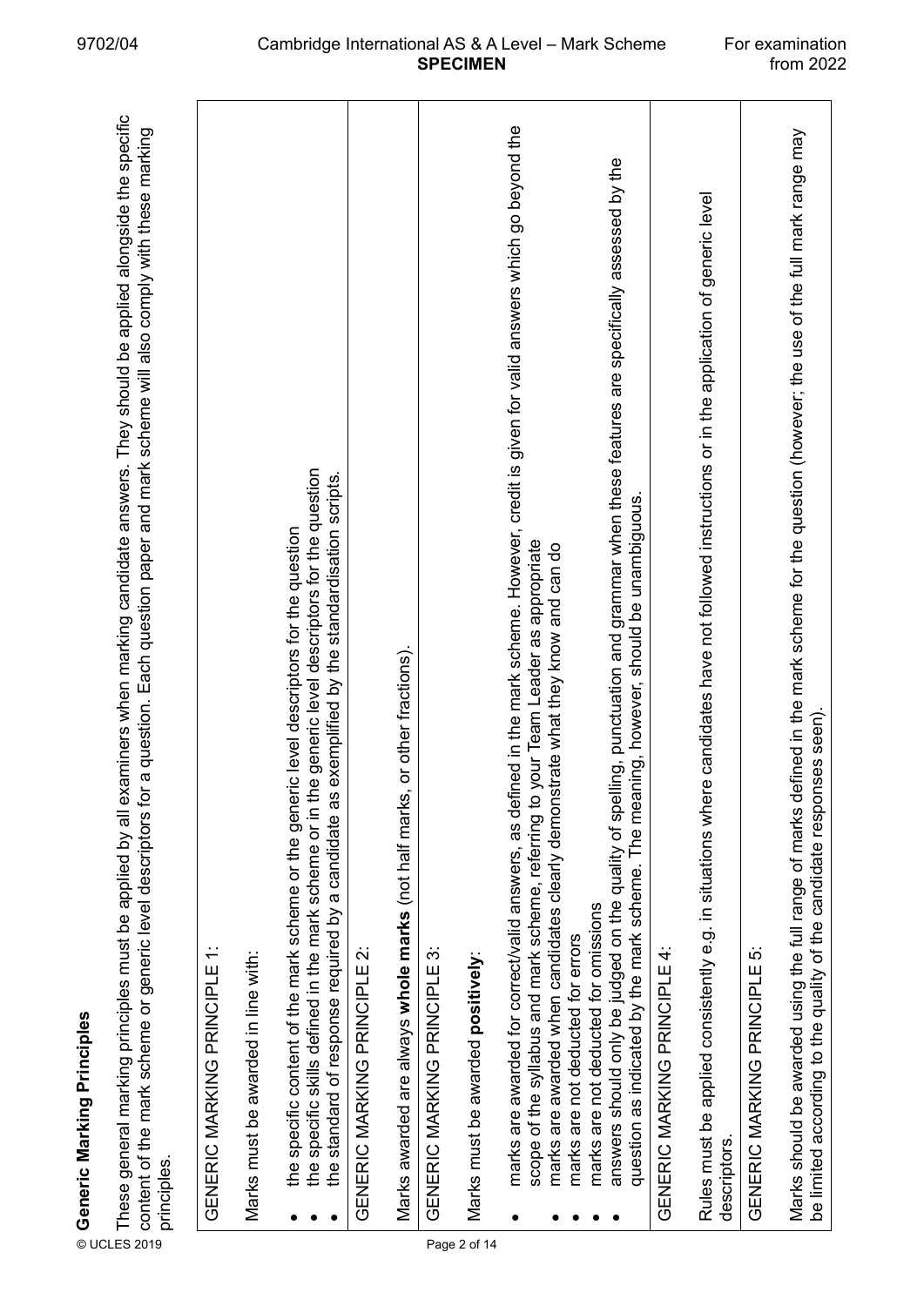## Generic Marking Principles

These general marking principles must be applied by all examiners when marking candidate answers. They should be applied alongside the specific content of the mark scheme or generic level descriptors for a question. Each question paper and mark scheme will also comply with these marking principles.

| GENERIC MARKING PRINCIPLE 1: |
|---|
| Marks must be awarded in line with:<br><br>• the specific content of the mark scheme or the generic level descriptors for the question<br>• the specific skills defined in the mark scheme or in the generic level descriptors for the question<br>• the standard of response required by a candidate as exemplified by the standardisation scripts. |
| GENERIC MARKING PRINCIPLE 2: |
| Marks awarded are always **whole marks** (not half marks, or other fractions). |
| GENERIC MARKING PRINCIPLE 3: |
| Marks must be awarded **positively**:<br><br>• marks are awarded for correct/valid answers, as defined in the mark scheme. However, credit is given for valid answers which go beyond the scope of the syllabus and mark scheme, referring to your Team Leader as appropriate<br>• marks are awarded when candidates clearly demonstrate what they know and can do<br>• marks are not deducted for errors<br>• marks are not deducted for omissions<br>• answers should only be judged on the quality of spelling, punctuation and grammar when these features are specifically assessed by the question as indicated by the mark scheme. The meaning, however, should be unambiguous. |
| GENERIC MARKING PRINCIPLE 4: |
| Rules must be applied consistently e.g. in situations where candidates have not followed instructions or in the application of generic level descriptors. |
| GENERIC MARKING PRINCIPLE 5: |
| Marks should be awarded using the full range of marks defined in the mark scheme for the question (however; the use of the full mark range may be limited according to the quality of the candidate responses seen). |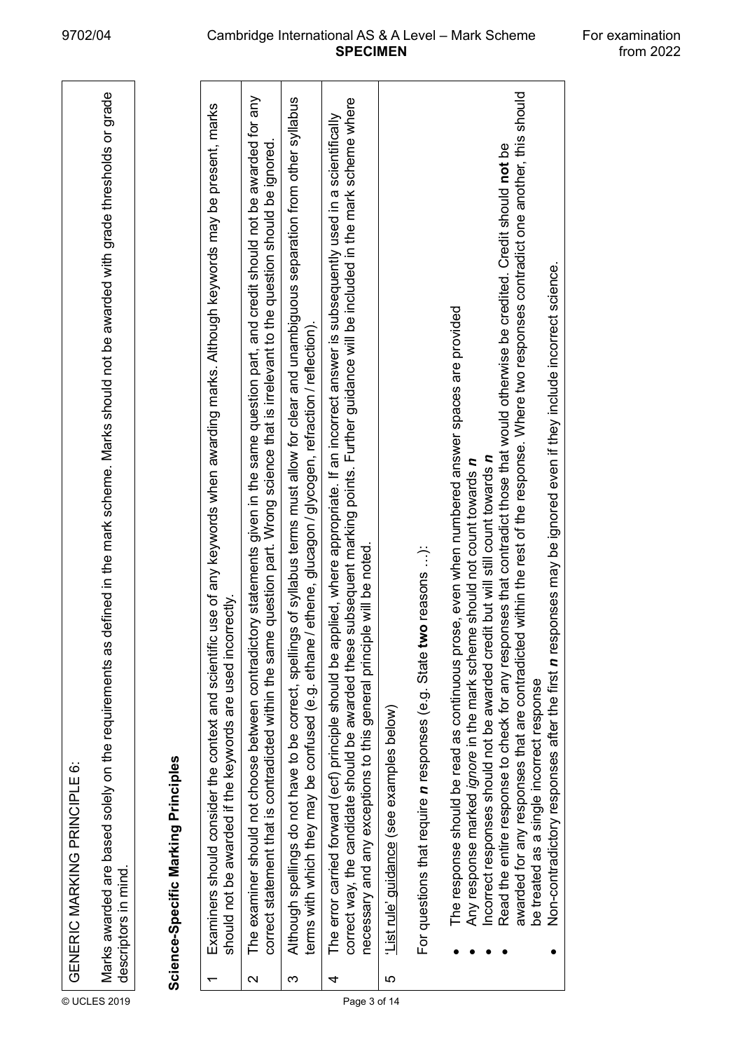GENERIC MARKING PRINCIPLE 6:

Marks awarded are based solely on the requirements as defined in the mark scheme. Marks should not be awarded with grade thresholds or grade descriptors in mind.

## Science-Specific Marking Principles

| | |
|---|---|
| 1 | Examiners should consider the context and scientific use of any keywords when awarding marks. Although keywords may be present, marks should not be awarded if the keywords are used incorrectly. |
| 2 | The examiner should not choose between contradictory statements given in the same question part, and credit should not be awarded for any correct statement that is contradicted within the same question part. Wrong science that is irrelevant to the question should be ignored. |
| 3 | Although spellings do not have to be correct, spellings of syllabus terms must allow for clear and unambiguous separation from other syllabus terms with which they may be confused (e.g. ethane / ethene, glucagon / glycogen, refraction / reflection). |
| 4 | The error carried forward (ecf) principle should be applied, where appropriate. If an incorrect answer is subsequently used in a scientifically correct way, the candidate should be awarded these subsequent marking points. Further guidance will be included in the mark scheme where necessary and any exceptions to this general principle will be noted. |
| 5 | 'List rule' guidance (see examples below)<br><br>For questions that require ***n*** responses (e.g. State **two** reasons …):<br><br>• The response should be read as continuous prose, even when numbered answer spaces are provided<br>• Any response marked *ignore* in the mark scheme should not count towards ***n***<br>• Incorrect responses should not be awarded credit but will still count towards ***n***<br>• Read the entire response to check for any responses that contradict those that would otherwise be credited. Credit should **not** be awarded for any responses that are contradicted within the rest of the response. Where two responses contradict one another, this should be treated as a single incorrect response<br>• Non-contradictory responses after the first ***n*** responses may be ignored even if they include incorrect science. |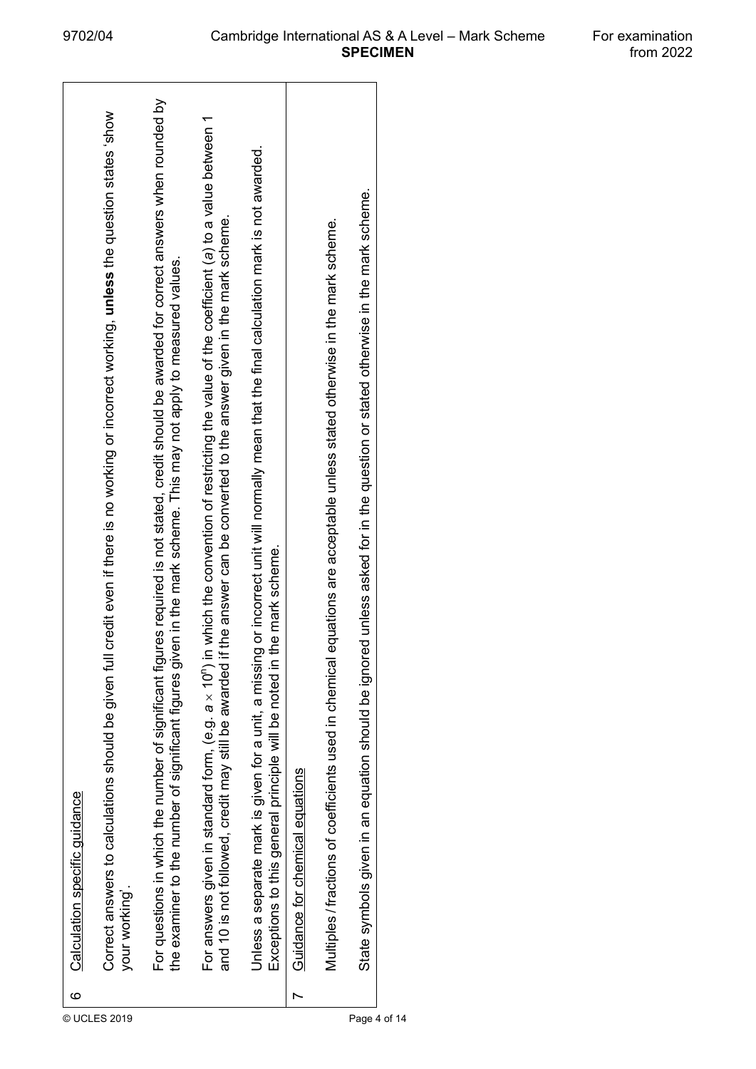| | |
|---|---|
| 6 | <u>Calculation specific guidance</u><br><br>Correct answers to calculations should be given full credit even if there is no working or incorrect working, **unless** the question states 'show your working'.<br><br>For questions in which the number of significant figures required is not stated, credit should be awarded for correct answers when rounded by the examiner to the number of significant figures given in the mark scheme. This may not apply to measured values.<br><br>For answers given in standard form, (e.g. $a \times 10^n$) in which the convention of restricting the value of the coefficient ($a$) to a value between 1 and 10 is not followed, credit may still be awarded if the answer can be converted to the answer given in the mark scheme.<br><br>Unless a separate mark is given for a unit, a missing or incorrect unit will normally mean that the final calculation mark is not awarded. Exceptions to this general principle will be noted in the mark scheme. |
| 7 | <u>Guidance for chemical equations</u><br><br>Multiples / fractions of coefficients used in chemical equations are acceptable unless stated otherwise in the mark scheme.<br><br>State symbols given in an equation should be ignored unless asked for in the question or stated otherwise in the mark scheme. |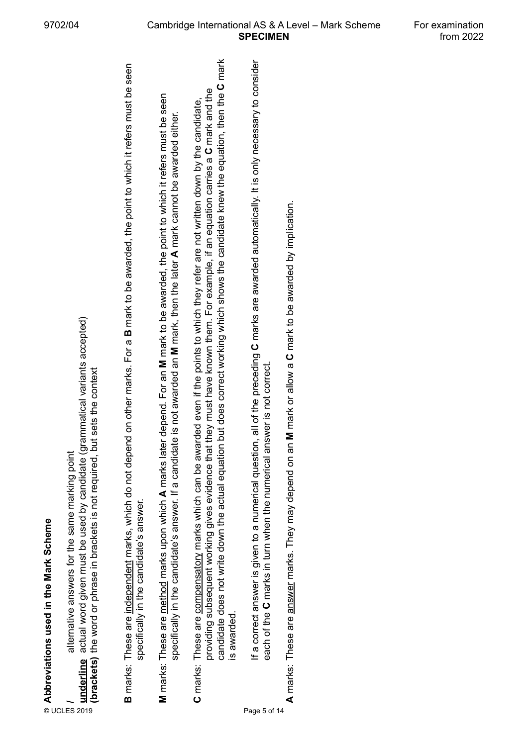**Abbreviations used in the Mark Scheme**

| | |
|---|---|
| **/** | alternative answers for the same marking point |
| <u>underline</u> | actual word given must be used by candidate (grammatical variants accepted) |
| **(brackets)** | the word or phrase in brackets is not required, but sets the context |

**B** marks: These are <u>independent</u> marks, which do not depend on other marks. For a **B** mark to be awarded, the point to which it refers must be seen specifically in the candidate's answer.

**M** marks: These are <u>method</u> marks upon which **A** marks later depend. For an **M** mark to be awarded, the point to which it refers must be seen specifically in the candidate's answer. If a candidate is not awarded an **M** mark, then the later **A** mark cannot be awarded either.

**C** marks: These are <u>compensatory</u> marks which can be awarded even if the points to which they refer are not written down by the candidate, providing subsequent working gives evidence that they must have known them. For example, if an equation carries a **C** mark and the candidate does not write down the actual equation but does correct working which shows the candidate knew the equation, then the **C** mark is awarded.

If a correct answer is given to a numerical question, all of the preceding **C** marks are awarded automatically. It is only necessary to consider each of the **C** marks in turn when the numerical answer is not correct.

**A** marks: These are <u>answer</u> marks. They may depend on an **M** mark or allow a **C** mark to be awarded by implication.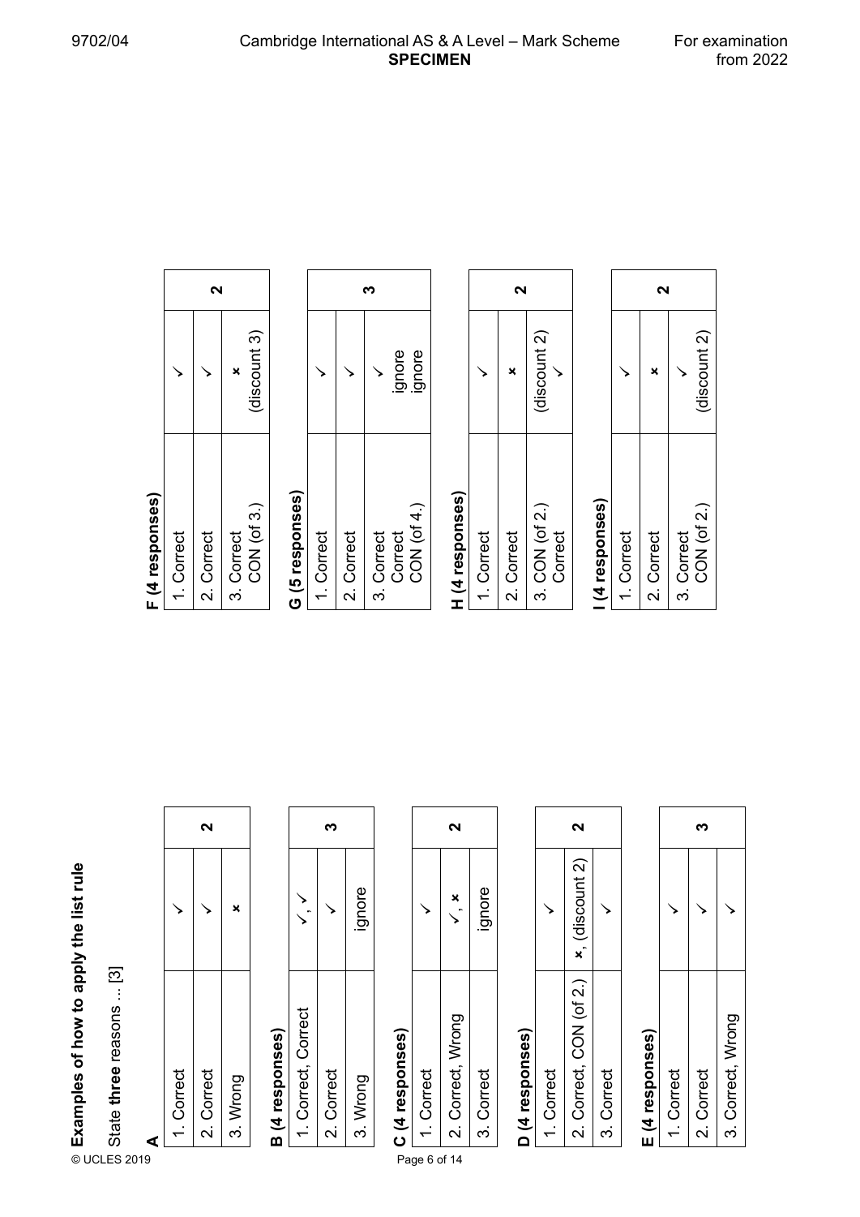## Examples of how to apply the list rule

State **three** reasons ... [3]

**A**

| | | |
|---|---|---|
| 1. Correct | ✓ | **2** |
| 2. Correct | ✓ | |
| 3. Wrong | ✗ | |

**B (4 responses)**

| | | |
|---|---|---|
| 1. Correct, Correct | ✓, ✓ | **3** |
| 2. Correct | ✓ | |
| 3. Wrong | ignore | |

**C (4 responses)**

| | | |
|---|---|---|
| 1. Correct | ✓ | **2** |
| 2. Correct, Wrong | ✓, ✗ | |
| 3. Correct | ignore | |

**D (4 responses)**

| | | |
|---|---|---|
| 1. Correct | ✓ | **2** |
| 2. Correct, CON (of 2.) | ✗, (discount 2) | |
| 3. Correct | ✓ | |

**E (4 responses)**

| | | |
|---|---|---|
| 1. Correct | ✓ | **3** |
| 2. Correct | ✓ | |
| 3. Correct, Wrong | ✓ | |

**F (4 responses)**

| | | |
|---|---|---|
| 1. Correct | ✓ | **2** |
| 2. Correct | ✓ | |
| 3. Correct<br>CON (of 3.) | ✗<br>(discount 3) | |

**G (5 responses)**

| | | |
|---|---|---|
| 1. Correct | ✓ | **3** |
| 2. Correct | ✓ | |
| 3. Correct<br>Correct<br>CON (of 4.) | ✓<br>ignore<br>ignore | |

**H (4 responses)**

| | | |
|---|---|---|
| 1. Correct | ✓ | **2** |
| 2. Correct | ✗ | |
| 3. CON (of 2.)<br>Correct | (discount 2)<br>✓ | |

**I (4 responses)**

| | | |
|---|---|---|
| 1. Correct | ✓ | **2** |
| 2. Correct | ✗ | |
| 3. Correct<br>CON (of 2.) | ✓<br>(discount 2) | |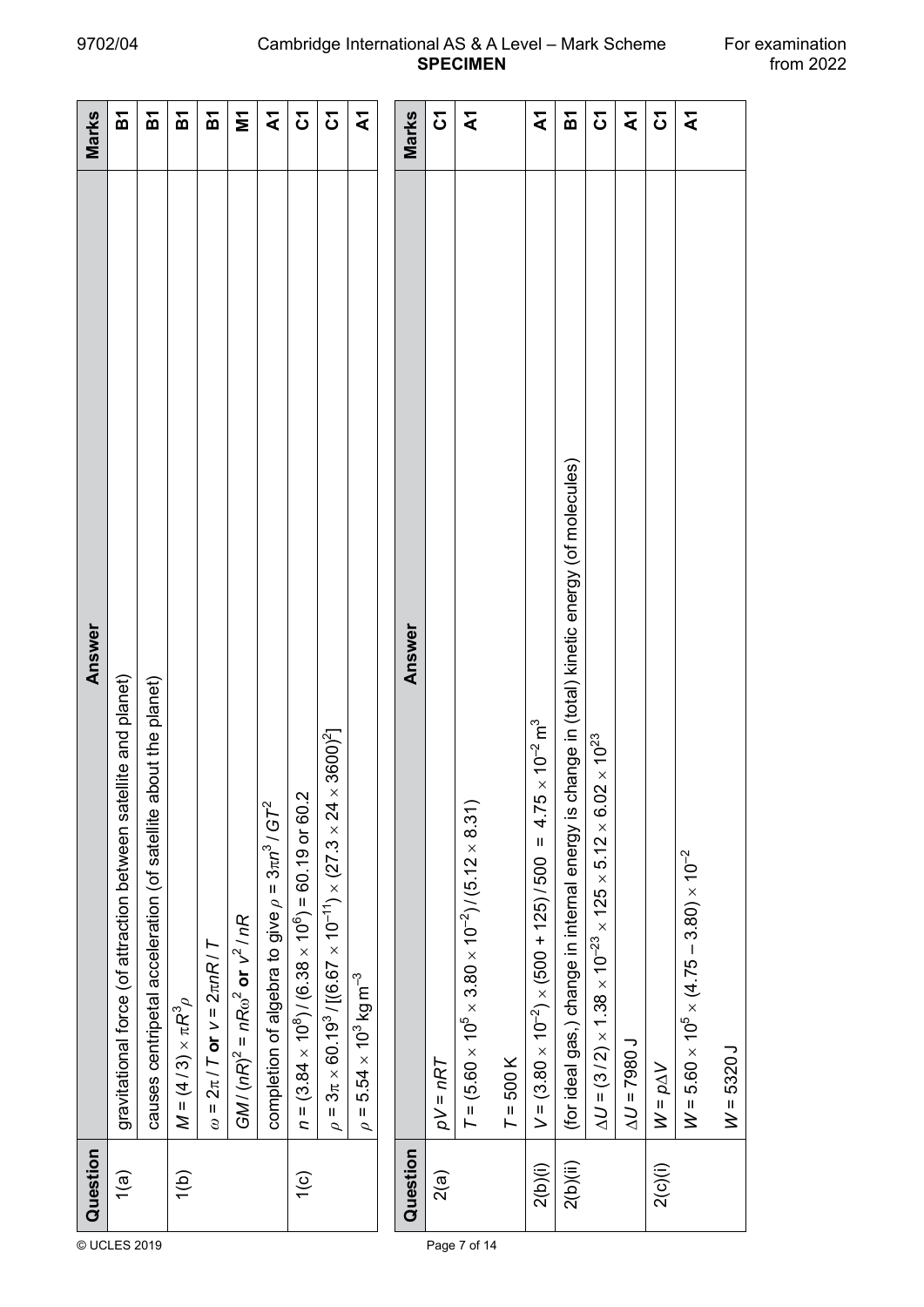| Question | Answer | Marks |
|---|---|---|
| 1(a) | gravitational force (of attraction between satellite and planet) | B1 |
| | causes centripetal acceleration (of satellite about the planet) | B1 |
| 1(b) | $M = (4/3) \times \pi R^3 \rho$ | B1 |
| | $\omega = 2\pi / T$ **or** $v = 2\pi nR / T$ | B1 |
| | $GM / (nR)^2 = nR\omega^2$ **or** $v^2 / nR$ | M1 |
| | completion of algebra to give $\rho = 3\pi n^3 / GT^2$ | A1 |
| 1(c) | $n = (3.84 \times 10^8) / (6.38 \times 10^6) = 60.19$ or $60.2$ | C1 |
| | $\rho = 3\pi \times 60.19^3 / [(6.67 \times 10^{-11}) \times (27.3 \times 24 \times 3600)^2]$ | C1 |
| | $\rho = 5.54 \times 10^3 \text{ kg m}^{-3}$ | A1 |

| Question | Answer | Marks |
|---|---|---|
| 2(a) | $pV = nRT$ | C1 |
| | $T = (5.60 \times 10^5 \times 3.80 \times 10^{-2}) / (5.12 \times 8.31)$<br><br>$T = 500 \text{ K}$ | A1 |
| 2(b)(i) | $V = (3.80 \times 10^{-2}) \times (500 + 125) / 500 = 4.75 \times 10^{-2} \text{ m}^3$ | A1 |
| 2(b)(ii) | (for ideal gas,) change in internal energy is change in (total) kinetic energy (of molecules) | B1 |
| | $\Delta U = (3/2) \times 1.38 \times 10^{-23} \times 125 \times 5.12 \times 6.02 \times 10^{23}$ | C1 |
| | $\Delta U = 7980 \text{ J}$ | A1 |
| 2(c)(i) | $W = p\Delta V$ | C1 |
| | $W = 5.60 \times 10^5 \times (4.75 - 3.80) \times 10^{-2}$<br><br>$W = 5320 \text{ J}$ | A1 |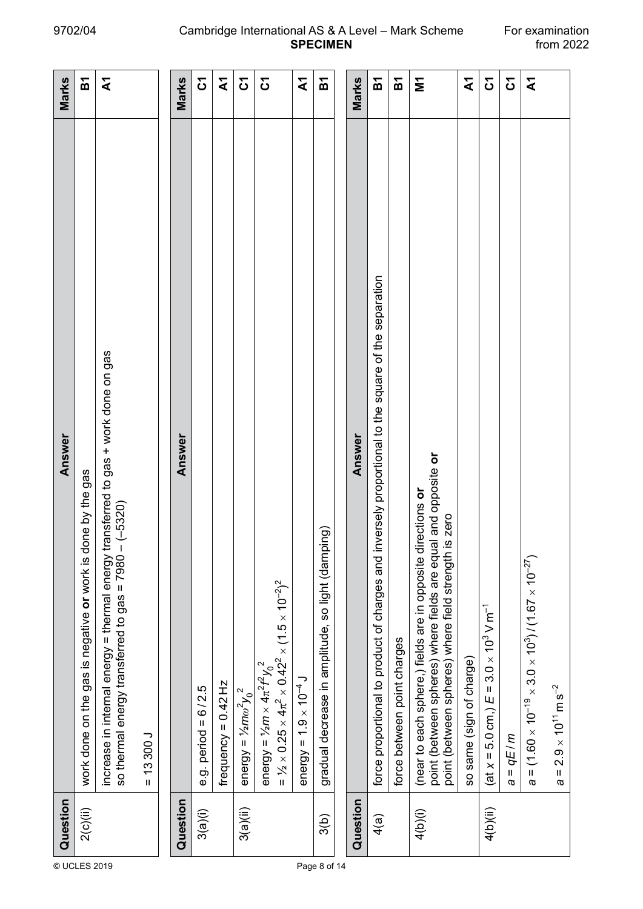| Question | Answer | Marks |
|---|---|---|
| 2(c)(ii) | work done on the gas is negative **or** work is done by the gas | B1 |
| | increase in internal energy = thermal energy transferred to gas + work done on gas<br>so thermal energy transferred to gas = 7980 – (–5320)<br><br>= 13 300 J | A1 |

| Question | Answer | Marks |
|---|---|---|
| 3(a)(i) | e.g. period = 6 / 2.5 | C1 |
| | frequency = 0.42 Hz | A1 |
| 3(a)(ii) | energy = $\frac{1}{2}m\omega^2 y_0^{\,2}$ | C1 |
| | energy = $\frac{1}{2}m \times 4\pi^2 f^2 y_0^{\,2}$<br>= $\frac{1}{2} \times 0.25 \times 4\pi^2 \times 0.42^2 \times (1.5 \times 10^{-2})^2$ | C1 |
| | energy = $1.9 \times 10^{-4}$ J | A1 |
| 3(b) | gradual decrease in amplitude, so light (damping) | B1 |

| Question | Answer | Marks |
|---|---|---|
| 4(a) | force proportional to product of charges and inversely proportional to the square of the separation | B1 |
| | force between point charges | B1 |
| 4(b)(i) | (near to each sphere,) fields are in opposite directions **or**<br>point (between spheres) where fields are equal and opposite **or**<br>point (between spheres) where field strength is zero | M1 |
| | so same (sign of charge) | A1 |
| 4(b)(ii) | (at $x$ = 5.0 cm,) $E = 3.0 \times 10^3$ V m$^{-1}$ | C1 |
| | $a = qE / m$ | C1 |
| | $a = (1.60 \times 10^{-19} \times 3.0 \times 10^3) / (1.67 \times 10^{-27})$<br><br>$a = 2.9 \times 10^{11}$ m s$^{-2}$ | A1 |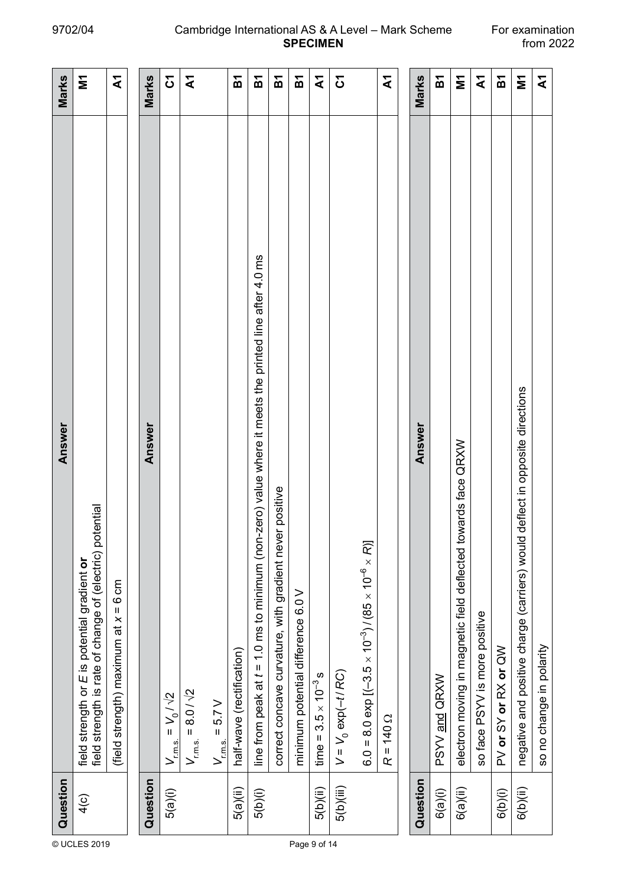| Question | Answer | Marks |
|---|---|---|
| 4(c) | field strength or $E$ is potential gradient **or** field strength is rate of change of (electric) potential | M1 |
| | (field strength) maximum at $x$ = 6 cm | A1 |

| Question | Answer | Marks |
|---|---|---|
| 5(a)(i) | $V_{\text{r.m.s.}} = V_0 / \sqrt{2}$ | C1 |
| | $V_{\text{r.m.s.}} = 8.0 / \sqrt{2}$ <br> $V_{\text{r.m.s.}} = 5.7\text{ V}$ | A1 |
| 5(a)(ii) | half-wave (rectification) | B1 |
| 5(b)(i) | line from peak at $t$ = 1.0 ms to minimum (non-zero) value where it meets the printed line after 4.0 ms | B1 |
| | correct concave curvature, with gradient never positive | B1 |
| | minimum potential difference 6.0 V | B1 |
| 5(b)(ii) | time = $3.5 \times 10^{-3}$ s | A1 |
| 5(b)(iii) | $V = V_0 \exp(-t / RC)$ <br> $6.0 = 8.0 \exp [(-3.5 \times 10^{-3}) / (85 \times 10^{-6} \times R)]$ | C1 |
| | $R = 140\ \Omega$ | A1 |

| Question | Answer | Marks |
|---|---|---|
| 6(a)(i) | PSYV and QRXW | B1 |
| 6(a)(ii) | electron moving in magnetic field deflected towards face QRXW | M1 |
| | so face PSYV is more positive | A1 |
| 6(b)(i) | PV **or** SY **or** RX **or** QW | B1 |
| 6(b)(ii) | negative and positive charge (carriers) would deflect in opposite directions | M1 |
| | so no change in polarity | A1 |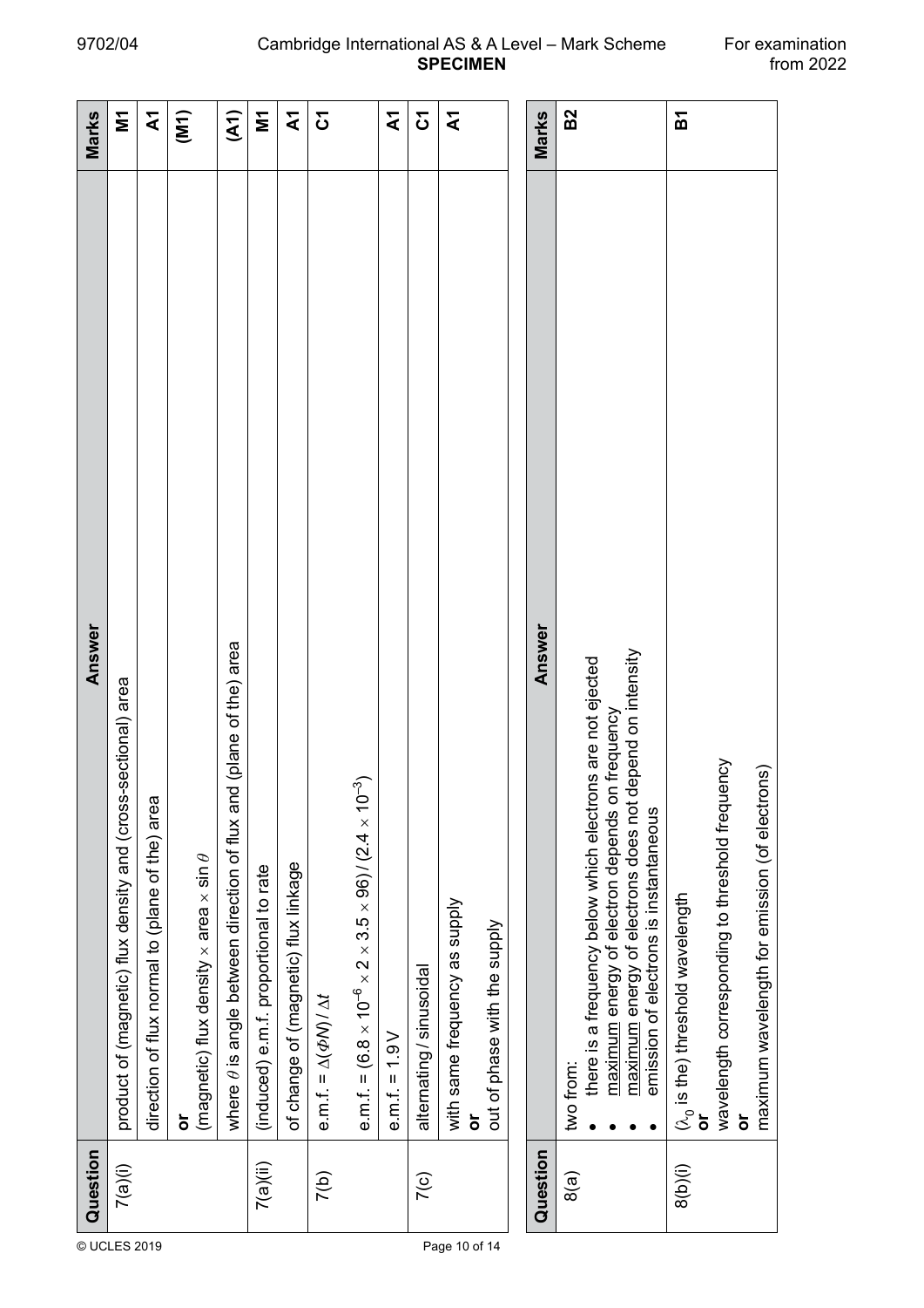| Question | Answer | Marks |
|---|---|---|
| 7(a)(i) | product of (magnetic) flux density and (cross-sectional) area | M1 |
| | direction of flux normal to (plane of the) area | A1 |
| | **or**<br>(magnetic) flux density × area × sin $\theta$ | (M1) |
| | where $\theta$ is angle between direction of flux and (plane of the) area | (A1) |
| 7(a)(ii) | (induced) e.m.f. proportional to rate | M1 |
| | of change of (magnetic) flux linkage | A1 |
| 7(b) | e.m.f. = $\Delta(\Phi N) / \Delta t$ | C1 |
| | e.m.f. = $(6.8 \times 10^{-6} \times 2 \times 3.5 \times 96) / (2.4 \times 10^{-3})$ | |
| | e.m.f. = 1.9 V | A1 |
| 7(c) | alternating / sinusoidal | C1 |
| | with same frequency as supply<br>**or**<br>out of phase with the supply | A1 |

| Question | Answer | Marks |
|---|---|---|
| 8(a) | two from:<br>• there is a frequency below which electrons are not ejected<br>• maximum energy of electron depends on frequency<br>• maximum energy of electrons does not depend on intensity<br>• emission of electrons is instantaneous | B2 |
| 8(b)(i) | ($\lambda_0$ is the) threshold wavelength<br>**or**<br>wavelength corresponding to threshold frequency<br>**or**<br>maximum wavelength for emission (of electrons) | B1 |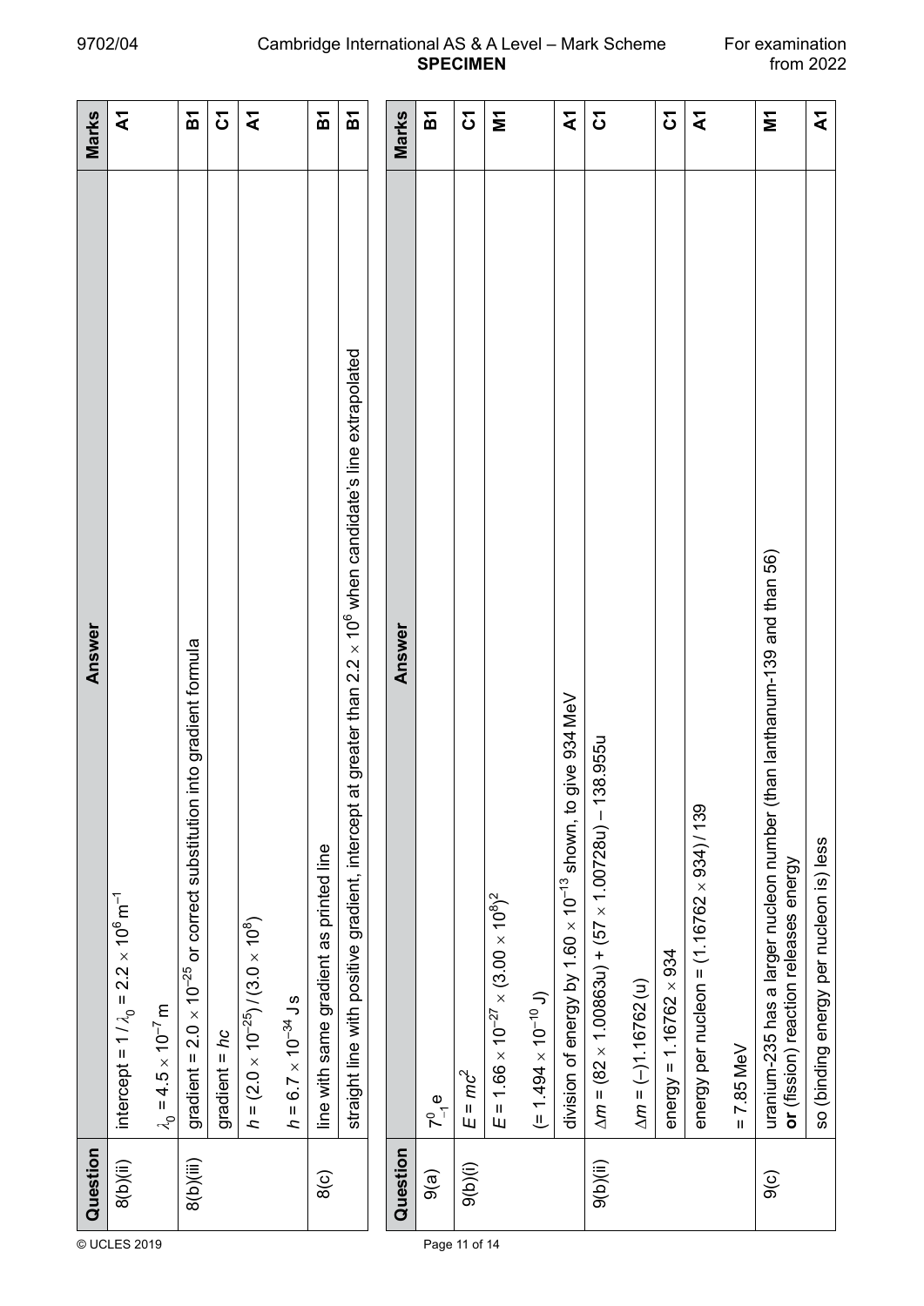| Question | Answer | Marks |
|---|---|---|
| 8(b)(ii) | intercept = $1 / \lambda_0 = 2.2 \times 10^6\ \text{m}^{-1}$ | A1 |
| | $\lambda_0 = 4.5 \times 10^{-7}$ m | |
| 8(b)(iii) | gradient = $2.0 \times 10^{-25}$ or correct substitution into gradient formula | B1 |
| | gradient = $hc$ | C1 |
| | $h = (2.0 \times 10^{-25}) / (3.0 \times 10^8)$ | A1 |
| | $h = 6.7 \times 10^{-34}$ J s | |
| 8(c) | line with same gradient as printed line | B1 |
| | straight line with positive gradient, intercept at greater than $2.2 \times 10^6$ when candidate's line extrapolated | B1 |

| Question | Answer | Marks |
|---|---|---|
| 9(a) | $^{0}_{-1}\text{e}$ | B1 |
| 9(b)(i) | $E = mc^2$ | C1 |
| | $E = 1.66 \times 10^{-27} \times (3.00 \times 10^8)^2$ | M1 |
| | $(= 1.494 \times 10^{-10}\ \text{J})$ | |
| | division of energy by $1.60 \times 10^{-13}$ shown, to give 934 MeV | A1 |
| 9(b)(ii) | $\Delta m = (82 \times 1.00863\text{u}) + (57 \times 1.00728\text{u}) - 138.955\text{u}$ | C1 |
| | $\Delta m = (-)1.16762\ (\text{u})$ | |
| | energy = $1.16762 \times 934$ | C1 |
| | energy per nucleon = $(1.16762 \times 934) / 139$ | A1 |
| | = 7.85 MeV | |
| 9(c) | uranium-235 has a larger nucleon number (than lanthanum-139 and than 56) **or** (fission) reaction releases energy | M1 |
| | so (binding energy per nucleon is) less | A1 |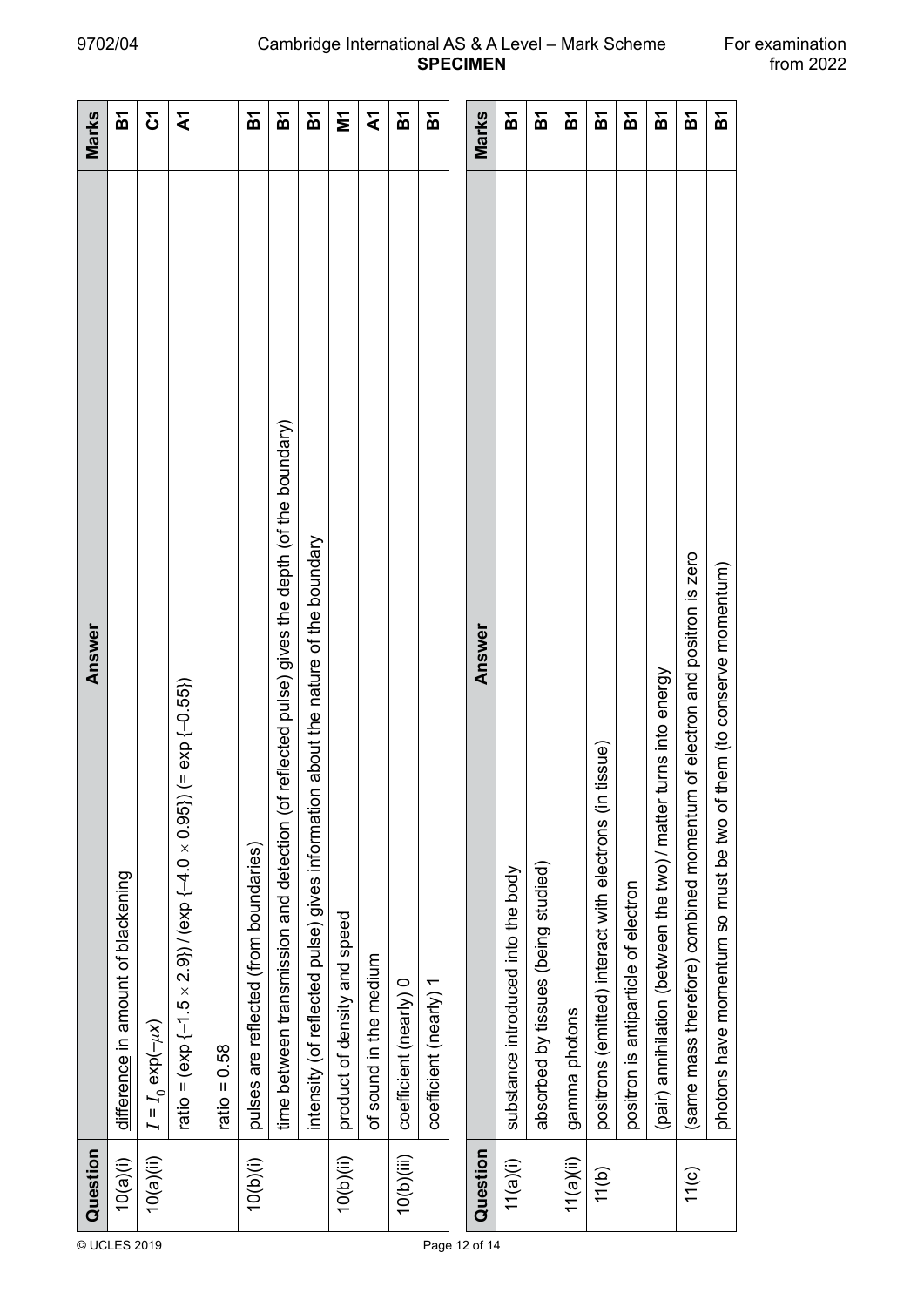| Question | Answer | Marks |
|---|---|---|
| 10(a)(i) | difference in amount of blackening | B1 |
| 10(a)(ii) | $I = I_0 \exp(-\mu x)$ | C1 |
| | ratio = (exp {–1.5 × 2.9}) / (exp {–4.0 × 0.95}) (= exp {–0.55}) | A1 |
| | ratio = 0.58 | |
| 10(b)(i) | pulses are reflected (from boundaries) | B1 |
| | time between transmission and detection (of reflected pulse) gives the depth (of the boundary) | B1 |
| | intensity (of reflected pulse) gives information about the nature of the boundary | B1 |
| 10(b)(ii) | product of density and speed | M1 |
| | of sound in the medium | A1 |
| 10(b)(iii) | coefficient (nearly) 0 | B1 |
| | coefficient (nearly) 1 | B1 |

| Question | Answer | Marks |
|---|---|---|
| 11(a)(i) | substance introduced into the body | B1 |
| | absorbed by tissues (being studied) | B1 |
| 11(a)(ii) | gamma photons | B1 |
| 11(b) | positrons (emitted) interact with electrons (in tissue) | B1 |
| | positron is antiparticle of electron | B1 |
| | (pair) annihilation (between the two) / matter turns into energy | B1 |
| 11(c) | (same mass therefore) combined momentum of electron and positron is zero | B1 |
| | photons have momentum so must be two of them (to conserve momentum) | B1 |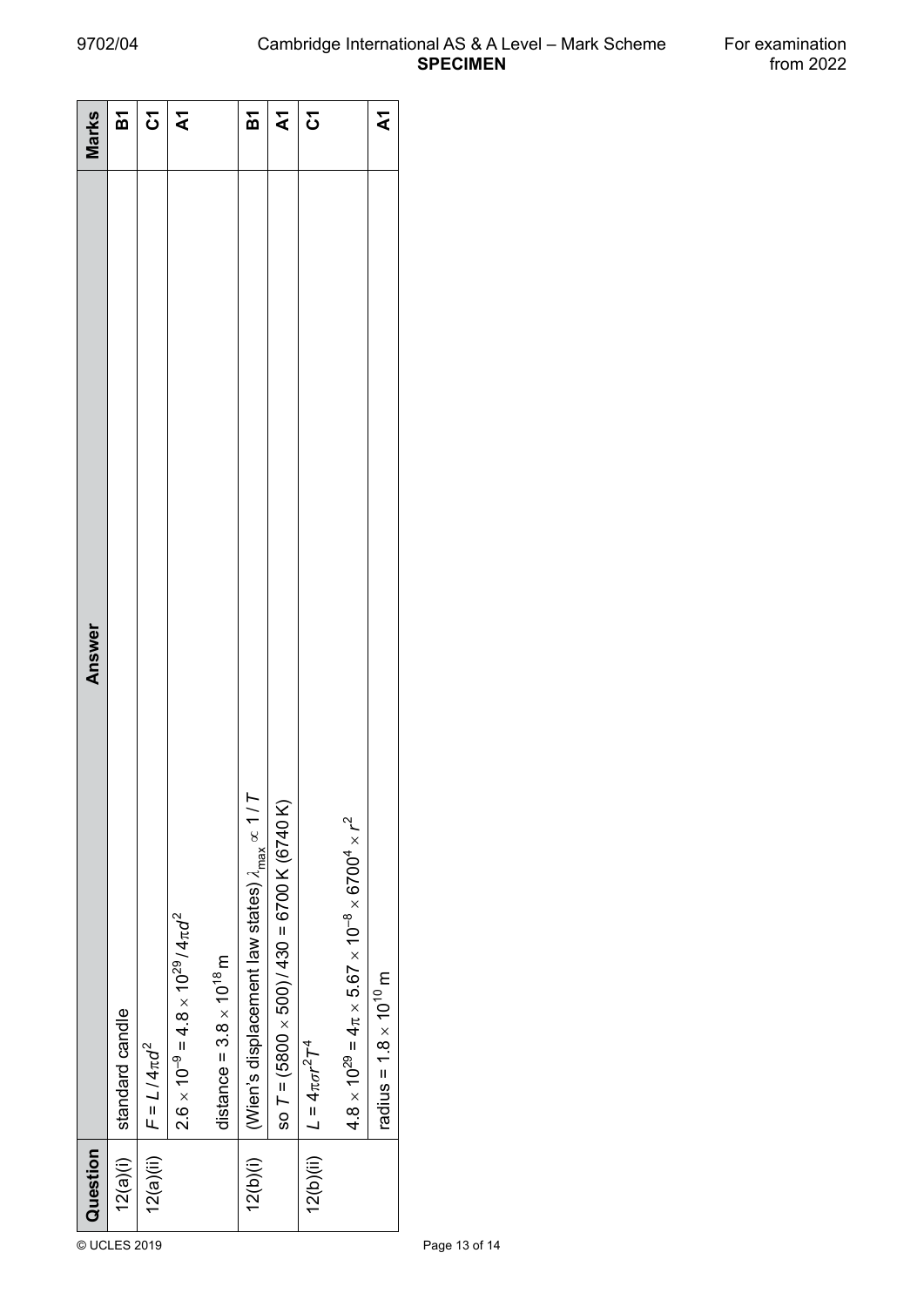| Question | Answer | Marks |
|---|---|---|
| 12(a)(i) | standard candle | B1 |
| 12(a)(ii) | $F = L / 4\pi d^2$ | C1 |
| | $2.6 \times 10^{-9} = 4.8 \times 10^{29} / 4\pi d^2$ <br><br> distance = $3.8 \times 10^{18}$ m | A1 |
| 12(b)(i) | (Wien's displacement law states) $\lambda_{max} \propto 1 / T$ | B1 |
| | so $T = (5800 \times 500) / 430 = 6700$ K (6740 K) | A1 |
| 12(b)(ii) | $L = 4\pi\sigma r^2 T^4$ <br><br> $4.8 \times 10^{29} = 4\pi \times 5.67 \times 10^{-8} \times 6700^4 \times r^2$ | C1 |
| | radius = $1.8 \times 10^{10}$ m | A1 |